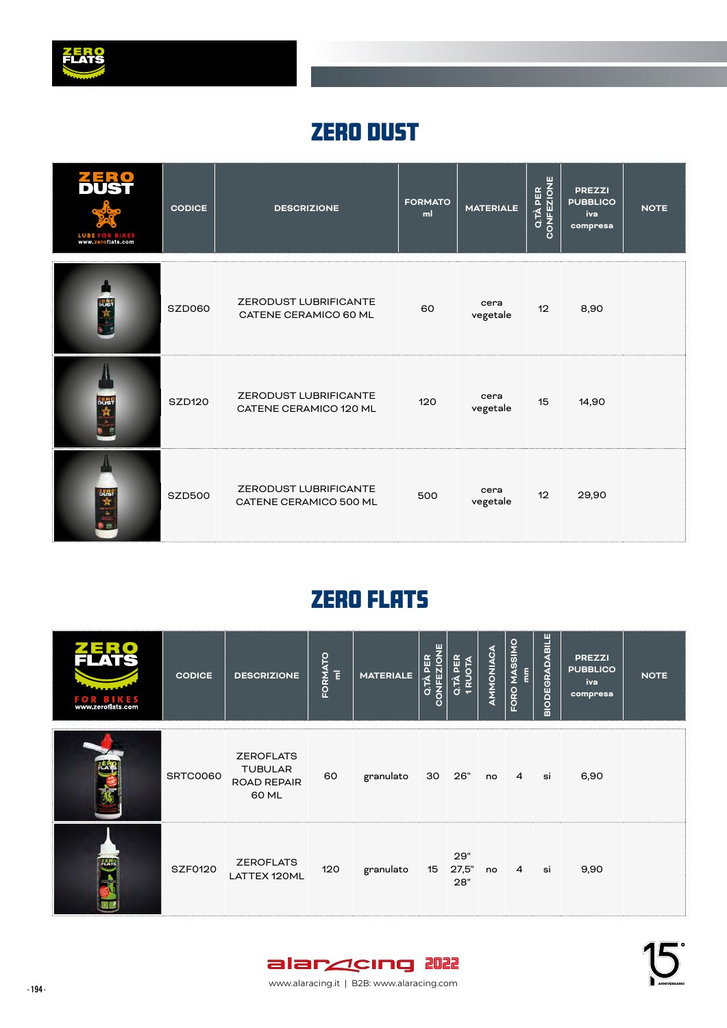# ZERO DUST

| ZERO DUST LUBE FOR BIKES www.zeroflats.com | CODICE | DESCRIZIONE | FORMATO ml | MATERIALE | Q.TÀ PER CONFEZIONE | PREZZI PUBBLICO iva compresa | NOTE |
|---|---|---|---|---|---|---|---|
| | SZD060 | ZERODUST LUBRIFICANTE CATENE CERAMICO 60 ML | 60 | cera vegetale | 12 | 8,90 | |
| | SZD120 | ZERODUST LUBRIFICANTE CATENE CERAMICO 120 ML | 120 | cera vegetale | 15 | 14,90 | |
| | SZD500 | ZERODUST LUBRIFICANTE CATENE CERAMICO 500 ML | 500 | cera vegetale | 12 | 29,90 | |

# ZERO FLATS

| ZERO FLATS FOR BIKES www.zeroflats.com | CODICE | DESCRIZIONE | FORMATO ml | MATERIALE | Q.TÀ PER CONFEZIONE | Q.TÀ PER 1 RUOTA | AMMONIACA | FORO MASSIMO mm | BIODEGRADABILE | PREZZI PUBBLICO iva compresa | NOTE |
|---|---|---|---|---|---|---|---|---|---|---|---|
| | SRTC0060 | ZEROFLATS TUBULAR ROAD REPAIR 60 ML | 60 | granulato | 30 | 26" | no | 4 | si | 6,90 | |
| | SZF0120 | ZEROFLATS LATTEX 120ML | 120 | granulato | 15 | 29" 27,5" 28" | no | 4 | si | 9,90 | |

alaracing 2022

www.alaracing.it | B2B: www.alaracing.com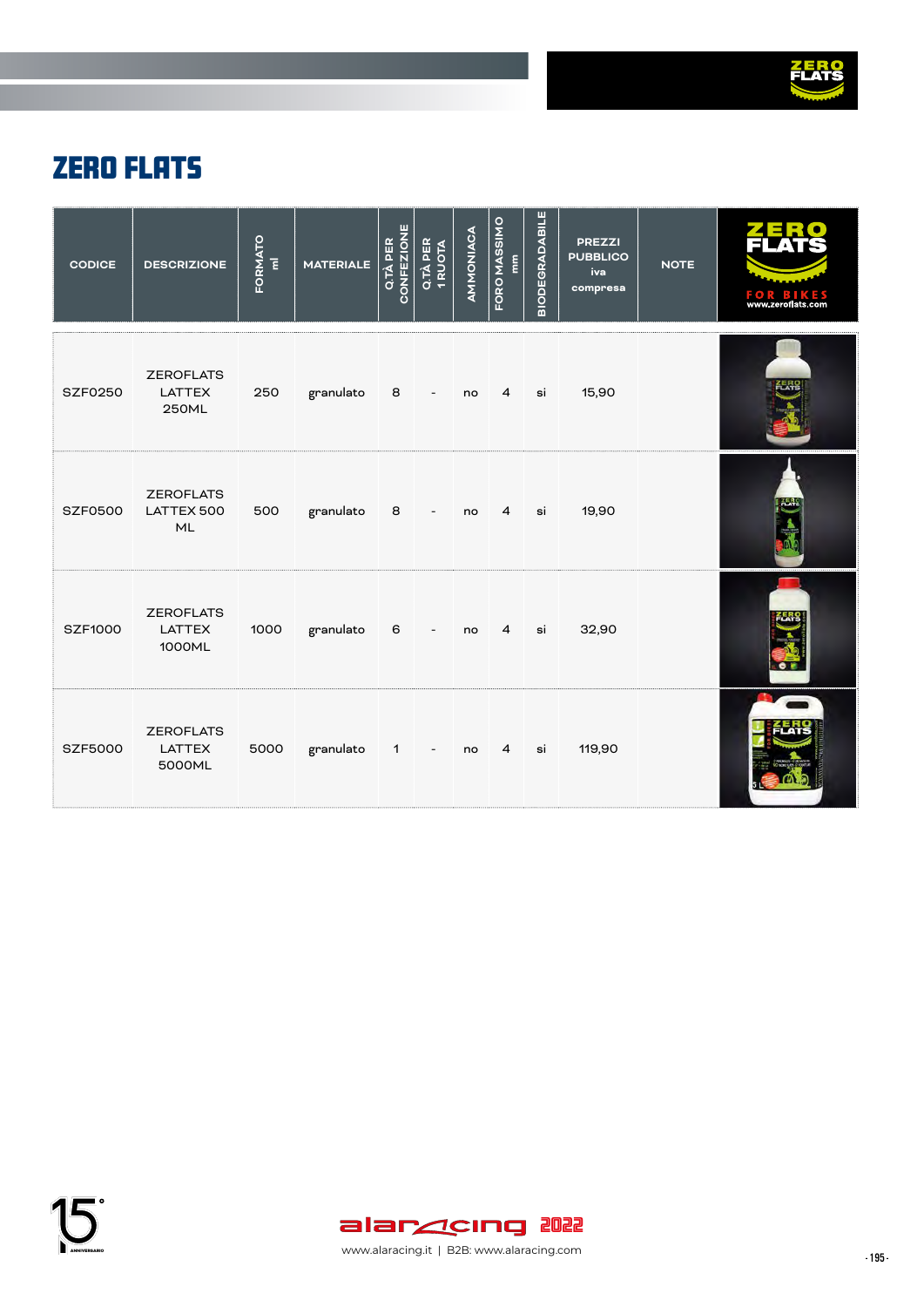# ZERO FLATS

| CODICE | DESCRIZIONE | FORMATO ml | MATERIALE | Q.TÀ PER CONFEZIONE | Q.TÀ PER 1 RUOTA | AMMONIACA | FORO MASSIMO mm | BIODEGRADABILE | PREZZI PUBBLICO iva compresa | NOTE | ZERO FLATS FOR BIKES www.zeroflats.com |
|---|---|---|---|---|---|---|---|---|---|---|---|
| SZF0250 | ZEROFLATS LATTEX 250ML | 250 | granulato | 8 | - | no | 4 | si | 15,90 | | |
| SZF0500 | ZEROFLATS LATTEX 500 ML | 500 | granulato | 8 | - | no | 4 | si | 19,90 | | |
| SZF1000 | ZEROFLATS LATTEX 1000ML | 1000 | granulato | 6 | - | no | 4 | si | 32,90 | | |
| SZF5000 | ZEROFLATS LATTEX 5000ML | 5000 | granulato | 1 | - | no | 4 | si | 119,90 | | |

www.alaracing.it | B2B: www.alaracing.com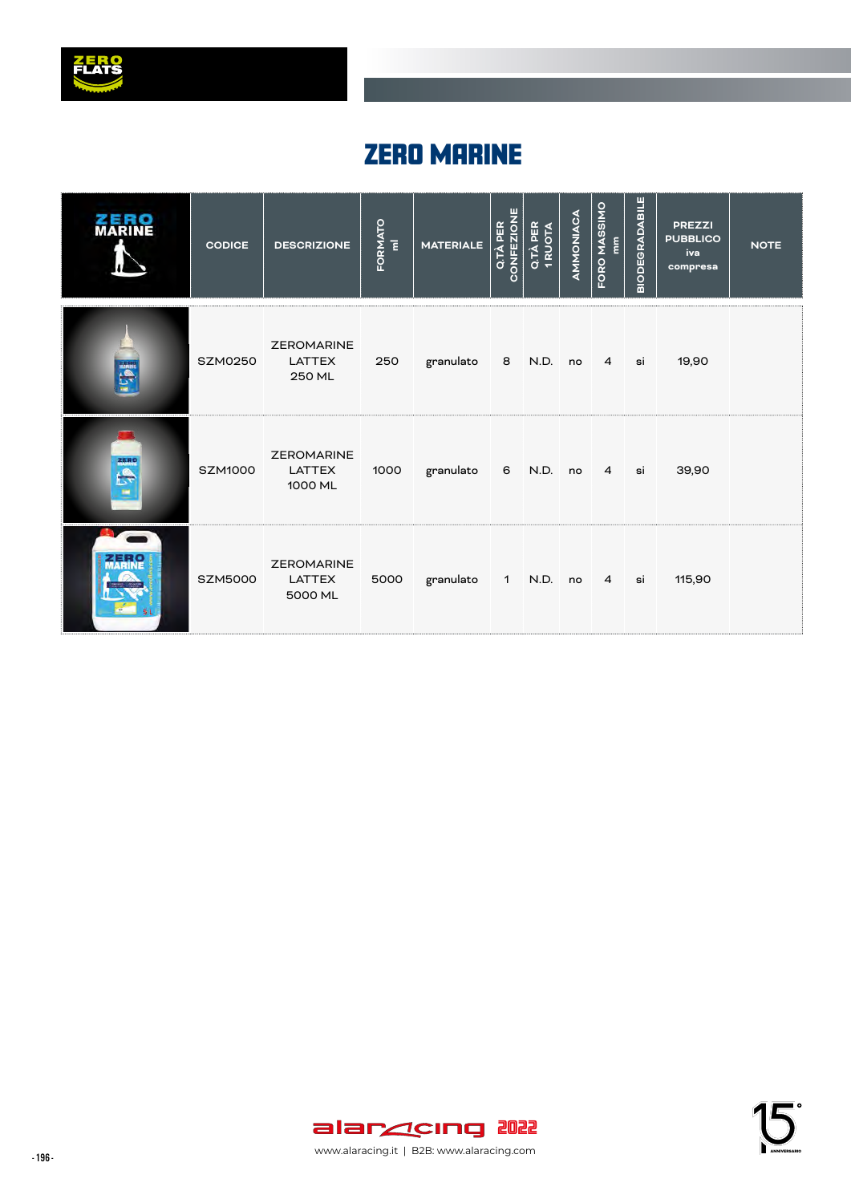# ZERO MARINE

| ZERO MARINE | CODICE | DESCRIZIONE | FORMATO ml | MATERIALE | Q.TÀ PER CONFEZIONE | Q.TÀ PER 1 RUOTA | AMMONIACA | FORO MASSIMO mm | BIODEGRADABILE | PREZZI PUBBLICO iva compresa | NOTE |
|---|---|---|---|---|---|---|---|---|---|---|---|
| | SZM0250 | ZEROMARINE LATTEX 250 ML | 250 | granulato | 8 | N.D. | no | 4 | si | 19,90 | |
| | SZM1000 | ZEROMARINE LATTEX 1000 ML | 1000 | granulato | 6 | N.D. | no | 4 | si | 39,90 | |
| | SZM5000 | ZEROMARINE LATTEX 5000 ML | 5000 | granulato | 1 | N.D. | no | 4 | si | 115,90 | |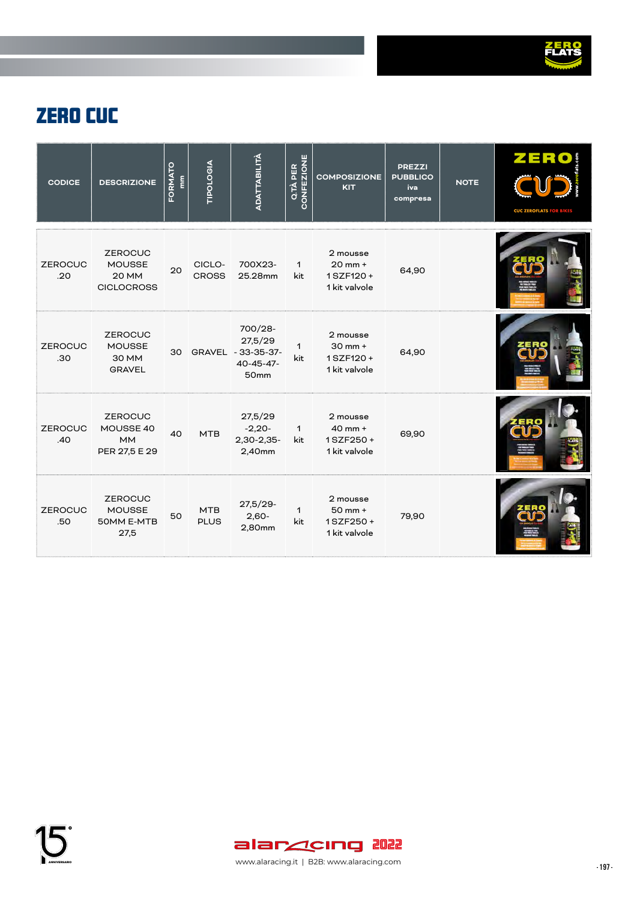# ZERO CUC

| CODICE | DESCRIZIONE | FORMATO mm | TIPOLOGIA | ADATTABILITÀ | Q.TÀ PER CONFEZIONE | COMPOSIZIONE KIT | PREZZI PUBBLICO iva compresa | NOTE | |
|---|---|---|---|---|---|---|---|---|---|
| ZEROCUC .20 | ZEROCUC MOUSSE 20 MM CICLOCROSS | 20 | CICLO-CROSS | 700X23-25.28mm | 1 kit | 2 mousse 20 mm + 1 SZF120 + 1 kit valvole | 64,90 | | |
| ZEROCUC .30 | ZEROCUC MOUSSE 30 MM GRAVEL | 30 | GRAVEL | 700/28-27,5/29 - 33-35-37-40-45-47-50mm | 1 kit | 2 mousse 30 mm + 1 SZF120 + 1 kit valvole | 64,90 | | |
| ZEROCUC .40 | ZEROCUC MOUSSE 40 MM PER 27,5 E 29 | 40 | MTB | 27,5/29 -2,20-2,30-2,35-2,40mm | 1 kit | 2 mousse 40 mm + 1 SZF250 + 1 kit valvole | 69,90 | | |
| ZEROCUC .50 | ZEROCUC MOUSSE 50MM E-MTB 27,5 | 50 | MTB PLUS | 27,5/29-2,60-2,80mm | 1 kit | 2 mousse 50 mm + 1 SZF250 + 1 kit valvole | 79,90 | | |